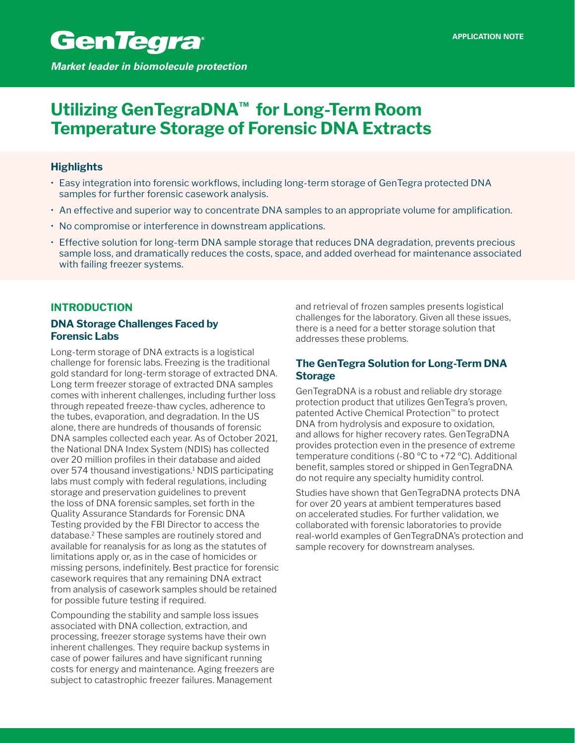GenTegra®

*Market leader in biomolecule protection*

APPLICATION NOTE

# Utilizing GenTegraDNA™ for Long-Term Room Temperature Storage of Forensic DNA Extracts

### Highlights

- Easy integration into forensic workflows, including long-term storage of GenTegra protected DNA samples for further forensic casework analysis.
- An effective and superior way to concentrate DNA samples to an appropriate volume for amplification.
- No compromise or interference in downstream applications.
- Effective solution for long-term DNA sample storage that reduces DNA degradation, prevents precious sample loss, and dramatically reduces the costs, space, and added overhead for maintenance associated with failing freezer systems.

## INTRODUCTION

### DNA Storage Challenges Faced by Forensic Labs

Long-term storage of DNA extracts is a logistical challenge for forensic labs. Freezing is the traditional gold standard for long-term storage of extracted DNA. Long term freezer storage of extracted DNA samples comes with inherent challenges, including further loss through repeated freeze-thaw cycles, adherence to the tubes, evaporation, and degradation. In the US alone, there are hundreds of thousands of forensic DNA samples collected each year. As of October 2021, the National DNA Index System (NDIS) has collected over 20 million profiles in their database and aided over 574 thousand investigations.[1] NDIS participating labs must comply with federal regulations, including storage and preservation guidelines to prevent the loss of DNA forensic samples, set forth in the Quality Assurance Standards for Forensic DNA Testing provided by the FBI Director to access the database.[2] These samples are routinely stored and available for reanalysis for as long as the statutes of limitations apply or, as in the case of homicides or missing persons, indefinitely. Best practice for forensic casework requires that any remaining DNA extract from analysis of casework samples should be retained for possible future testing if required.

Compounding the stability and sample loss issues associated with DNA collection, extraction, and processing, freezer storage systems have their own inherent challenges. They require backup systems in case of power failures and have significant running costs for energy and maintenance. Aging freezers are subject to catastrophic freezer failures. Management and retrieval of frozen samples presents logistical challenges for the laboratory. Given all these issues, there is a need for a better storage solution that addresses these problems.

### The GenTegra Solution for Long-Term DNA Storage

GenTegraDNA is a robust and reliable dry storage protection product that utilizes GenTegra's proven, patented Active Chemical Protection™ to protect DNA from hydrolysis and exposure to oxidation, and allows for higher recovery rates. GenTegraDNA provides protection even in the presence of extreme temperature conditions (-80 °C to +72 °C). Additional benefit, samples stored or shipped in GenTegraDNA do not require any specialty humidity control.

Studies have shown that GenTegraDNA protects DNA for over 20 years at ambient temperatures based on accelerated studies. For further validation, we collaborated with forensic laboratories to provide real-world examples of GenTegraDNA's protection and sample recovery for downstream analyses.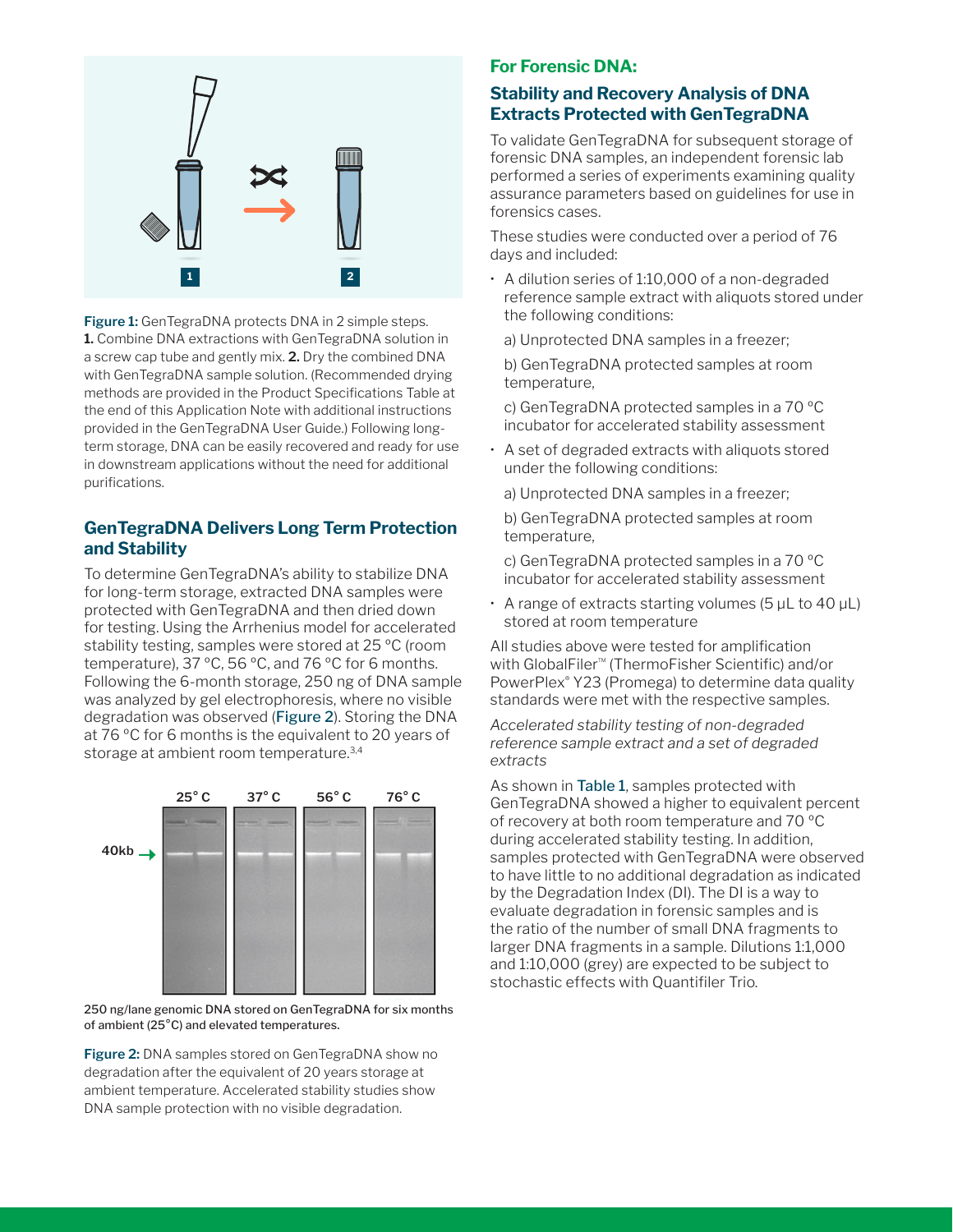Figure 1: GenTegraDNA protects DNA in 2 simple steps. **1.** Combine DNA extractions with GenTegraDNA solution in a screw cap tube and gently mix. **2.** Dry the combined DNA with GenTegraDNA sample solution. (Recommended drying methods are provided in the Product Specifications Table at the end of this Application Note with additional instructions provided in the GenTegraDNA User Guide.) Following long-term storage, DNA can be easily recovered and ready for use in downstream applications without the need for additional purifications.

## GenTegraDNA Delivers Long Term Protection and Stability

To determine GenTegraDNA's ability to stabilize DNA for long-term storage, extracted DNA samples were protected with GenTegraDNA and then dried down for testing. Using the Arrhenius model for accelerated stability testing, samples were stored at 25 °C (room temperature), 37 °C, 56 °C, and 76 °C for 6 months. Following the 6-month storage, 250 ng of DNA sample was analyzed by gel electrophoresis, where no visible degradation was observed (Figure 2). Storing the DNA at 76 °C for 6 months is the equivalent to 20 years of storage at ambient room temperature.[3,4]

250 ng/lane genomic DNA stored on GenTegraDNA for six months of ambient (25°C) and elevated temperatures.

Figure 2: DNA samples stored on GenTegraDNA show no degradation after the equivalent of 20 years storage at ambient temperature. Accelerated stability studies show DNA sample protection with no visible degradation.

## For Forensic DNA:

## Stability and Recovery Analysis of DNA Extracts Protected with GenTegraDNA

To validate GenTegraDNA for subsequent storage of forensic DNA samples, an independent forensic lab performed a series of experiments examining quality assurance parameters based on guidelines for use in forensics cases.

These studies were conducted over a period of 76 days and included:

- A dilution series of 1:10,000 of a non-degraded reference sample extract with aliquots stored under the following conditions:

  a) Unprotected DNA samples in a freezer;

  b) GenTegraDNA protected samples at room temperature,

  c) GenTegraDNA protected samples in a 70 °C incubator for accelerated stability assessment

- A set of degraded extracts with aliquots stored under the following conditions:

  a) Unprotected DNA samples in a freezer;

  b) GenTegraDNA protected samples at room temperature,

  c) GenTegraDNA protected samples in a 70 °C incubator for accelerated stability assessment

- A range of extracts starting volumes (5 µL to 40 µL) stored at room temperature

All studies above were tested for amplification with GlobalFiler™ (ThermoFisher Scientific) and/or PowerPlex® Y23 (Promega) to determine data quality standards were met with the respective samples.

*Accelerated stability testing of non-degraded reference sample extract and a set of degraded extracts*

As shown in Table 1, samples protected with GenTegraDNA showed a higher to equivalent percent of recovery at both room temperature and 70 °C during accelerated stability testing. In addition, samples protected with GenTegraDNA were observed to have little to no additional degradation as indicated by the Degradation Index (DI). The DI is a way to evaluate degradation in forensic samples and is the ratio of the number of small DNA fragments to larger DNA fragments in a sample. Dilutions 1:1,000 and 1:10,000 (grey) are expected to be subject to stochastic effects with Quantifiler Trio.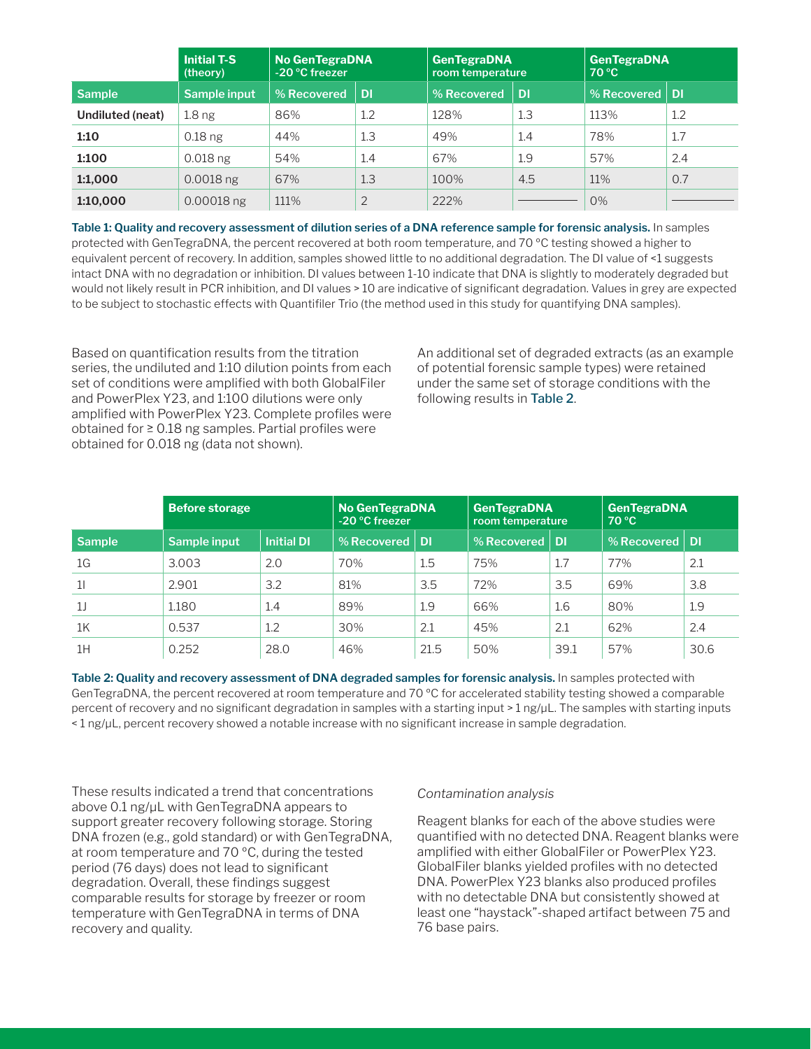| | Initial T-S (theory) | No GenTegraDNA -20 °C freezer | | GenTegraDNA room temperature | | GenTegraDNA 70 °C | |
|---|---|---|---|---|---|---|---|
| **Sample** | **Sample input** | **% Recovered** | **DI** | **% Recovered** | **DI** | **% Recovered** | **DI** |
| **Undiluted (neat)** | 1.8 ng | 86% | 1.2 | 128% | 1.3 | 113% | 1.2 |
| **1:10** | 0.18 ng | 44% | 1.3 | 49% | 1.4 | 78% | 1.7 |
| **1:100** | 0.018 ng | 54% | 1.4 | 67% | 1.9 | 57% | 2.4 |
| **1:1,000** | 0.0018 ng | 67% | 1.3 | 100% | 4.5 | 11% | 0.7 |
| **1:10,000** | 0.00018 ng | 111% | 2 | 222% | —— | 0% | —— |

**Table 1: Quality and recovery assessment of dilution series of a DNA reference sample for forensic analysis.** In samples protected with GenTegraDNA, the percent recovered at both room temperature, and 70 °C testing showed a higher to equivalent percent of recovery. In addition, samples showed little to no additional degradation. The DI value of <1 suggests intact DNA with no degradation or inhibition. DI values between 1-10 indicate that DNA is slightly to moderately degraded but would not likely result in PCR inhibition, and DI values > 10 are indicative of significant degradation. Values in grey are expected to be subject to stochastic effects with Quantifiler Trio (the method used in this study for quantifying DNA samples).

Based on quantification results from the titration series, the undiluted and 1:10 dilution points from each set of conditions were amplified with both GlobalFiler and PowerPlex Y23, and 1:100 dilutions were only amplified with PowerPlex Y23. Complete profiles were obtained for ≥ 0.18 ng samples. Partial profiles were obtained for 0.018 ng (data not shown).

An additional set of degraded extracts (as an example of potential forensic sample types) were retained under the same set of storage conditions with the following results in Table 2.

| | Before storage | | No GenTegraDNA -20 °C freezer | | GenTegraDNA room temperature | | GenTegraDNA 70 °C | |
|---|---|---|---|---|---|---|---|---|
| **Sample** | **Sample input** | **Initial DI** | **% Recovered** | **DI** | **% Recovered** | **DI** | **% Recovered** | **DI** |
| 1G | 3.003 | 2.0 | 70% | 1.5 | 75% | 1.7 | 77% | 2.1 |
| 1I | 2.901 | 3.2 | 81% | 3.5 | 72% | 3.5 | 69% | 3.8 |
| 1J | 1.180 | 1.4 | 89% | 1.9 | 66% | 1.6 | 80% | 1.9 |
| 1K | 0.537 | 1.2 | 30% | 2.1 | 45% | 2.1 | 62% | 2.4 |
| 1H | 0.252 | 28.0 | 46% | 21.5 | 50% | 39.1 | 57% | 30.6 |

**Table 2: Quality and recovery assessment of DNA degraded samples for forensic analysis.** In samples protected with GenTegraDNA, the percent recovered at room temperature and 70 °C for accelerated stability testing showed a comparable percent of recovery and no significant degradation in samples with a starting input > 1 ng/µL. The samples with starting inputs < 1 ng/µL, percent recovery showed a notable increase with no significant increase in sample degradation.

These results indicated a trend that concentrations above 0.1 ng/µL with GenTegraDNA appears to support greater recovery following storage. Storing DNA frozen (e.g., gold standard) or with GenTegraDNA, at room temperature and 70 °C, during the tested period (76 days) does not lead to significant degradation. Overall, these findings suggest comparable results for storage by freezer or room temperature with GenTegraDNA in terms of DNA recovery and quality.

*Contamination analysis*

Reagent blanks for each of the above studies were quantified with no detected DNA. Reagent blanks were amplified with either GlobalFiler or PowerPlex Y23. GlobalFiler blanks yielded profiles with no detected DNA. PowerPlex Y23 blanks also produced profiles with no detectable DNA but consistently showed at least one "haystack"-shaped artifact between 75 and 76 base pairs.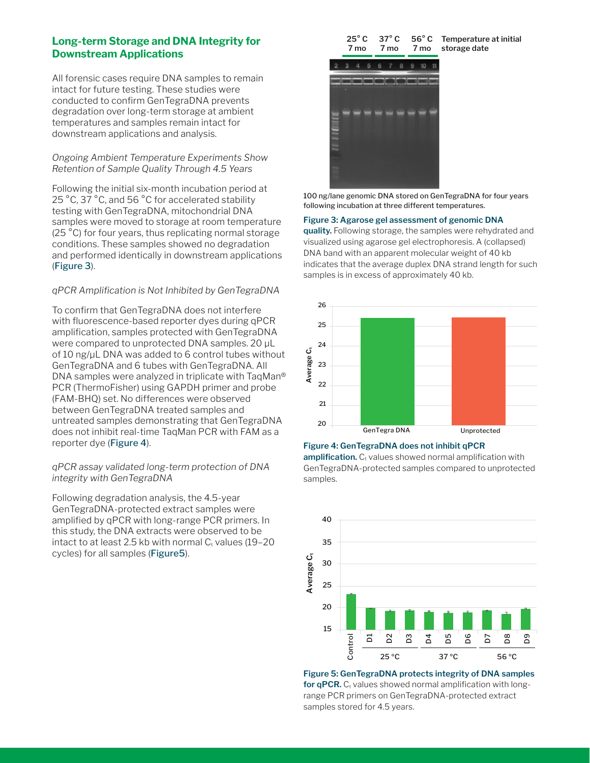## Long-term Storage and DNA Integrity for Downstream Applications

All forensic cases require DNA samples to remain intact for future testing. These studies were conducted to confirm GenTegraDNA prevents degradation over long-term storage at ambient temperatures and samples remain intact for downstream applications and analysis.

*Ongoing Ambient Temperature Experiments Show Retention of Sample Quality Through 4.5 Years*

Following the initial six-month incubation period at 25 °C, 37 °C, and 56 °C for accelerated stability testing with GenTegraDNA, mitochondrial DNA samples were moved to storage at room temperature (25 °C) for four years, thus replicating normal storage conditions. These samples showed no degradation and performed identically in downstream applications (Figure 3).

*qPCR Amplification is Not Inhibited by GenTegraDNA*

To confirm that GenTegraDNA does not interfere with fluorescence-based reporter dyes during qPCR amplification, samples protected with GenTegraDNA were compared to unprotected DNA samples. 20 µL of 10 ng/µL DNA was added to 6 control tubes without GenTegraDNA and 6 tubes with GenTegraDNA. All DNA samples were analyzed in triplicate with TaqMan® PCR (ThermoFisher) using GAPDH primer and probe (FAM-BHQ) set. No differences were observed between GenTegraDNA treated samples and untreated samples demonstrating that GenTegraDNA does not inhibit real-time TaqMan PCR with FAM as a reporter dye (Figure 4).

*qPCR assay validated long-term protection of DNA integrity with GenTegraDNA*

Following degradation analysis, the 4.5-year GenTegraDNA-protected extract samples were amplified by qPCR with long-range PCR primers. In this study, the DNA extracts were observed to be intact to at least 2.5 kb with normal $C_t$ values (19–20 cycles) for all samples (Figure5).

25° C 7 mo | 37° C 7 mo | 56° C 7 mo | Temperature at initial storage date

100 ng/lane genomic DNA stored on GenTegraDNA for four years following incubation at three different temperatures.

**Figure 3: Agarose gel assessment of genomic DNA quality.** Following storage, the samples were rehydrated and visualized using agarose gel electrophoresis. A (collapsed) DNA band with an apparent molecular weight of 40 kb indicates that the average duplex DNA strand length for such samples is in excess of approximately 40 kb.

**Figure 4: GenTegraDNA does not inhibit qPCR amplification.** $C_t$ values showed normal amplification with GenTegraDNA-protected samples compared to unprotected samples.

**Figure 5: GenTegraDNA protects integrity of DNA samples for qPCR.** $C_t$ values showed normal amplification with long-range PCR primers on GenTegraDNA-protected extract samples stored for 4.5 years.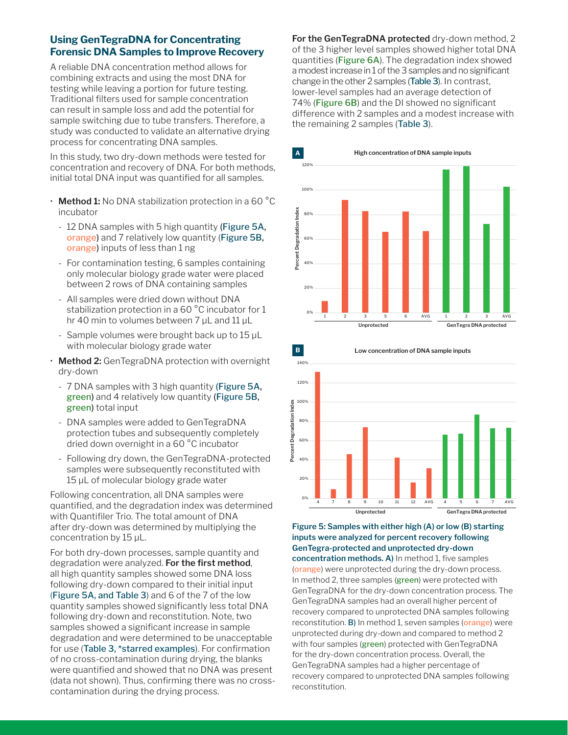## Using GenTegraDNA for Concentrating Forensic DNA Samples to Improve Recovery

A reliable DNA concentration method allows for combining extracts and using the most DNA for testing while leaving a portion for future testing. Traditional filters used for sample concentration can result in sample loss and add the potential for sample switching due to tube transfers. Therefore, a study was conducted to validate an alternative drying process for concentrating DNA samples.

In this study, two dry-down methods were tested for concentration and recovery of DNA. For both methods, initial total DNA input was quantified for all samples.

- **Method 1:** No DNA stabilization protection in a 60 °C incubator
  - 12 DNA samples with 5 high quantity (Figure 5A, orange) and 7 relatively low quantity (Figure 5B, orange) inputs of less than 1 ng
  - For contamination testing, 6 samples containing only molecular biology grade water were placed between 2 rows of DNA containing samples
  - All samples were dried down without DNA stabilization protection in a 60 °C incubator for 1 hr 40 min to volumes between 7 µL and 11 µL
  - Sample volumes were brought back up to 15 µL with molecular biology grade water
- **Method 2:** GenTegraDNA protection with overnight dry-down
  - 7 DNA samples with 3 high quantity (Figure 5A, green) and 4 relatively low quantity (Figure 5B, green) total input
  - DNA samples were added to GenTegraDNA protection tubes and subsequently completely dried down overnight in a 60 °C incubator
  - Following dry down, the GenTegraDNA-protected samples were subsequently reconstituted with 15 µL of molecular biology grade water

Following concentration, all DNA samples were quantified, and the degradation index was determined with Quantifiler Trio. The total amount of DNA after dry-down was determined by multiplying the concentration by 15 µL.

For both dry-down processes, sample quantity and degradation were analyzed. **For the first method**, all high quantity samples showed some DNA loss following dry-down compared to their initial input (Figure 5A, and Table 3) and 6 of the 7 of the low quantity samples showed significantly less total DNA following dry-down and reconstitution. Note, two samples showed a significant increase in sample degradation and were determined to be unacceptable for use (Table 3, *starred examples). For confirmation of no cross-contamination during drying, the blanks were quantified and showed that no DNA was present (data not shown). Thus, confirming there was no cross-contamination during the drying process.

**For the GenTegraDNA protected** dry-down method, 2 of the 3 higher level samples showed higher total DNA quantities (Figure 6A). The degradation index showed a modest increase in 1 of the 3 samples and no significant change in the other 2 samples (Table 3). In contrast, lower-level samples had an average detection of 74% (Figure 6B) and the DI showed no significant difference with 2 samples and a modest increase with the remaining 2 samples (Table 3).

**Figure 5: Samples with either high (A) or low (B) starting inputs were analyzed for percent recovery following GenTegra-protected and unprotected dry-down concentration methods. A)** In method 1, five samples (orange) were unprotected during the dry-down process. In method 2, three samples (green) were protected with GenTegraDNA for the dry-down concentration process. The GenTegraDNA samples had an overall higher percent of recovery compared to unprotected DNA samples following reconstitution. **B)** In method 1, seven samples (orange) were unprotected during dry-down and compared to method 2 with four samples (green) protected with GenTegraDNA for the dry-down concentration process. Overall, the GenTegraDNA samples had a higher percentage of recovery compared to unprotected DNA samples following reconstitution.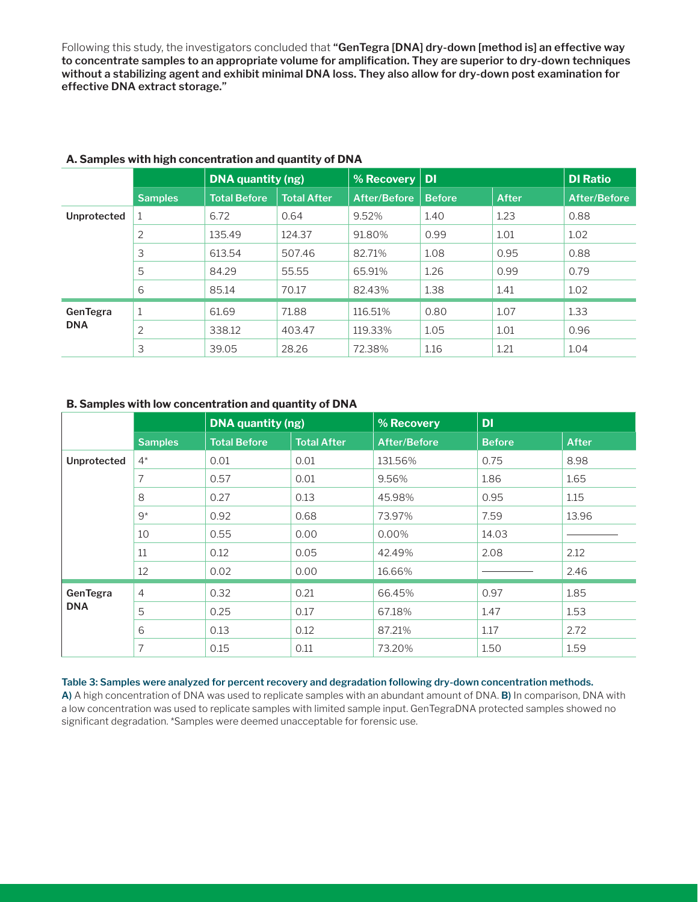Following this study, the investigators concluded that **"GenTegra [DNA] dry-down [method is] an effective way to concentrate samples to an appropriate volume for amplification. They are superior to dry-down techniques without a stabilizing agent and exhibit minimal DNA loss. They also allow for dry-down post examination for effective DNA extract storage."**

**A. Samples with high concentration and quantity of DNA**

| | | DNA quantity (ng) | | % Recovery | DI | | DI Ratio |
|---|---|---|---|---|---|---|---|
| | Samples | Total Before | Total After | After/Before | Before | After | After/Before |
| Unprotected | 1 | 6.72 | 0.64 | 9.52% | 1.40 | 1.23 | 0.88 |
| | 2 | 135.49 | 124.37 | 91.80% | 0.99 | 1.01 | 1.02 |
| | 3 | 613.54 | 507.46 | 82.71% | 1.08 | 0.95 | 0.88 |
| | 5 | 84.29 | 55.55 | 65.91% | 1.26 | 0.99 | 0.79 |
| | 6 | 85.14 | 70.17 | 82.43% | 1.38 | 1.41 | 1.02 |
| GenTegra DNA | 1 | 61.69 | 71.88 | 116.51% | 0.80 | 1.07 | 1.33 |
| | 2 | 338.12 | 403.47 | 119.33% | 1.05 | 1.01 | 0.96 |
| | 3 | 39.05 | 28.26 | 72.38% | 1.16 | 1.21 | 1.04 |

**B. Samples with low concentration and quantity of DNA**

| | | DNA quantity (ng) | | % Recovery | DI | |
|---|---|---|---|---|---|---|
| | Samples | Total Before | Total After | After/Before | Before | After |
| Unprotected | 4* | 0.01 | 0.01 | 131.56% | 0.75 | 8.98 |
| | 7 | 0.57 | 0.01 | 9.56% | 1.86 | 1.65 |
| | 8 | 0.27 | 0.13 | 45.98% | 0.95 | 1.15 |
| | 9* | 0.92 | 0.68 | 73.97% | 7.59 | 13.96 |
| | 10 | 0.55 | 0.00 | 0.00% | 14.03 | — |
| | 11 | 0.12 | 0.05 | 42.49% | 2.08 | 2.12 |
| | 12 | 0.02 | 0.00 | 16.66% | — | 2.46 |
| GenTegra DNA | 4 | 0.32 | 0.21 | 66.45% | 0.97 | 1.85 |
| | 5 | 0.25 | 0.17 | 67.18% | 1.47 | 1.53 |
| | 6 | 0.13 | 0.12 | 87.21% | 1.17 | 2.72 |
| | 7 | 0.15 | 0.11 | 73.20% | 1.50 | 1.59 |

**Table 3: Samples were analyzed for percent recovery and degradation following dry-down concentration methods.**
**A)** A high concentration of DNA was used to replicate samples with an abundant amount of DNA. **B)** In comparison, DNA with a low concentration was used to replicate samples with limited sample input. GenTegraDNA protected samples showed no significant degradation. *Samples were deemed unacceptable for forensic use.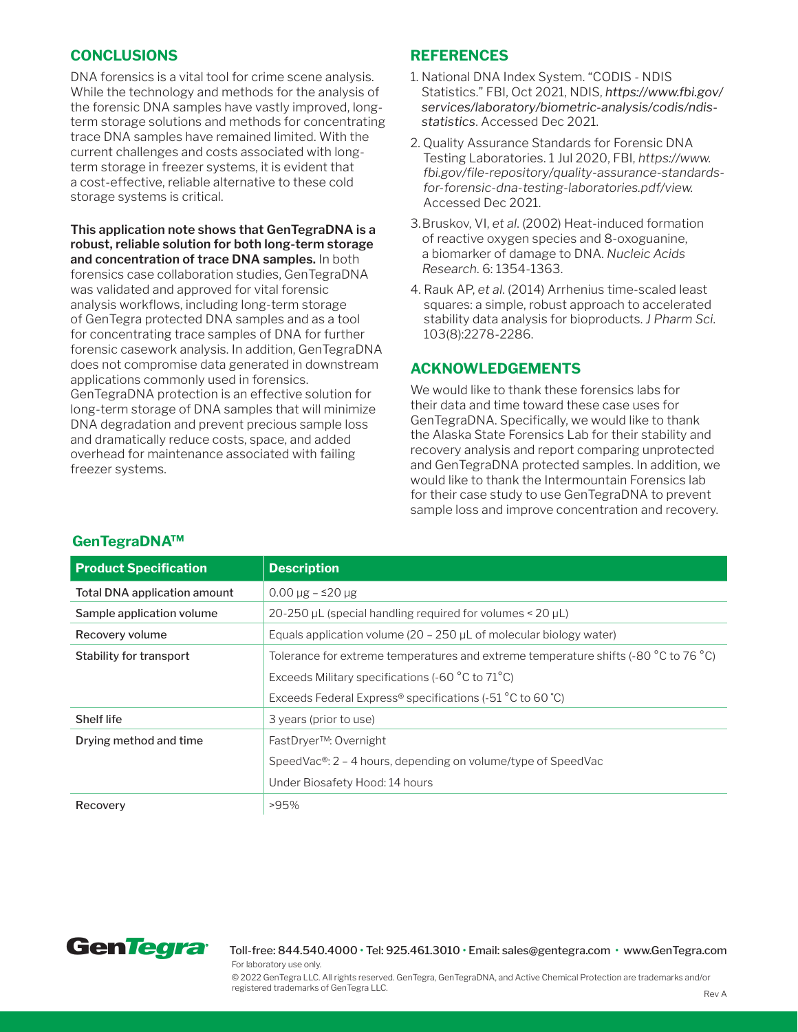## CONCLUSIONS

DNA forensics is a vital tool for crime scene analysis. While the technology and methods for the analysis of the forensic DNA samples have vastly improved, long-term storage solutions and methods for concentrating trace DNA samples have remained limited. With the current challenges and costs associated with long-term storage in freezer systems, it is evident that a cost-effective, reliable alternative to these cold storage systems is critical.

**This application note shows that GenTegraDNA is a robust, reliable solution for both long-term storage and concentration of trace DNA samples.** In both forensics case collaboration studies, GenTegraDNA was validated and approved for vital forensic analysis workflows, including long-term storage of GenTegra protected DNA samples and as a tool for concentrating trace samples of DNA for further forensic casework analysis. In addition, GenTegraDNA does not compromise data generated in downstream applications commonly used in forensics. GenTegraDNA protection is an effective solution for long-term storage of DNA samples that will minimize DNA degradation and prevent precious sample loss and dramatically reduce costs, space, and added overhead for maintenance associated with failing freezer systems.

## REFERENCES

1. National DNA Index System. "CODIS - NDIS Statistics." FBI, Oct 2021, NDIS, *https://www.fbi.gov/services/laboratory/biometric-analysis/codis/ndis-statistics*. Accessed Dec 2021.
2. Quality Assurance Standards for Forensic DNA Testing Laboratories. 1 Jul 2020, FBI, *https://www.fbi.gov/file-repository/quality-assurance-standards-for-forensic-dna-testing-laboratories.pdf/view.* Accessed Dec 2021.
3. Bruskov, VI, *et al*. (2002) Heat-induced formation of reactive oxygen species and 8-oxoguanine, a biomarker of damage to DNA. *Nucleic Acids Research*. 6: 1354-1363.
4. Rauk AP, *et al*. (2014) Arrhenius time-scaled least squares: a simple, robust approach to accelerated stability data analysis for bioproducts. *J Pharm Sci*. 103(8):2278-2286.

## ACKNOWLEDGEMENTS

We would like to thank these forensics labs for their data and time toward these case uses for GenTegraDNA. Specifically, we would like to thank the Alaska State Forensics Lab for their stability and recovery analysis and report comparing unprotected and GenTegraDNA protected samples. In addition, we would like to thank the Intermountain Forensics lab for their case study to use GenTegraDNA to prevent sample loss and improve concentration and recovery.

## GenTegraDNA™

| Product Specification | Description |
|---|---|
| Total DNA application amount | 0.00 µg – ≤20 µg |
| Sample application volume | 20-250 µL (special handling required for volumes < 20 µL) |
| Recovery volume | Equals application volume (20 – 250 µL of molecular biology water) |
| Stability for transport | Tolerance for extreme temperatures and extreme temperature shifts (-80 °C to 76 °C) |
| | Exceeds Military specifications (-60 °C to 71°C) |
| | Exceeds Federal Express® specifications (-51 °C to 60 °C) |
| Shelf life | 3 years (prior to use) |
| Drying method and time | FastDryer™: Overnight |
| | SpeedVac®: 2 – 4 hours, depending on volume/type of SpeedVac |
| | Under Biosafety Hood: 14 hours |
| Recovery | >95% |

GenTegra

Toll-free: 844.540.4000 • Tel: 925.461.3010 • Email: sales@gentegra.com • www.GenTegra.com

For laboratory use only.

© 2022 GenTegra LLC. All rights reserved. GenTegra, GenTegraDNA, and Active Chemical Protection are trademarks and/or registered trademarks of GenTegra LLC.

Rev A